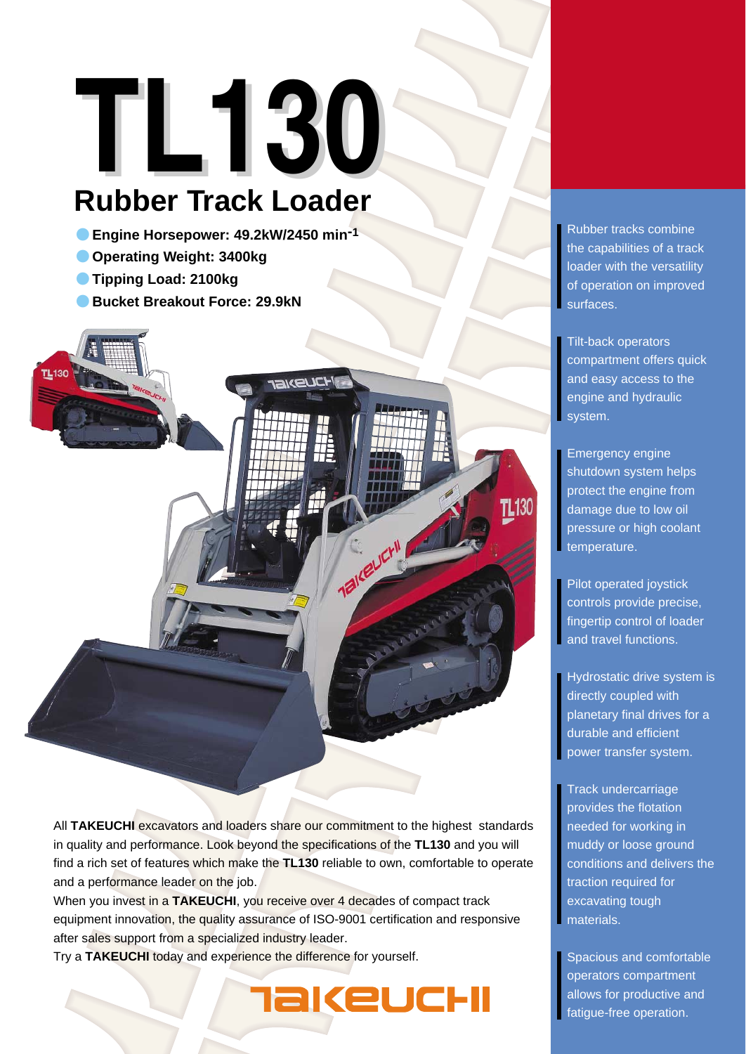# TL130

## Rubber Track Loader

- **Engine Horsepower: 49.2kW/2450 min$^{-1}$**
- **Operating Weight: 3400kg**
- **Tipping Load: 2100kg**
- **Bucket Breakout Force: 29.9kN**

All **TAKEUCHI** excavators and loaders share our commitment to the highest standards in quality and performance. Look beyond the specifications of the **TL130** and you will find a rich set of features which make the **TL130** reliable to own, comfortable to operate and a performance leader on the job.
When you invest in a **TAKEUCHI**, you receive over 4 decades of compact track equipment innovation, the quality assurance of ISO-9001 certification and responsive after sales support from a specialized industry leader.
Try a **TAKEUCHI** today and experience the difference for yourself.

Rubber tracks combine the capabilities of a track loader with the versatility of operation on improved surfaces.

Tilt-back operators compartment offers quick and easy access to the engine and hydraulic system.

Emergency engine shutdown system helps protect the engine from damage due to low oil pressure or high coolant temperature.

Pilot operated joystick controls provide precise, fingertip control of loader and travel functions.

Hydrostatic drive system is directly coupled with planetary final drives for a durable and efficient power transfer system.

Track undercarriage provides the flotation needed for working in muddy or loose ground conditions and delivers the traction required for excavating tough materials.

Spacious and comfortable operators compartment allows for productive and fatigue-free operation.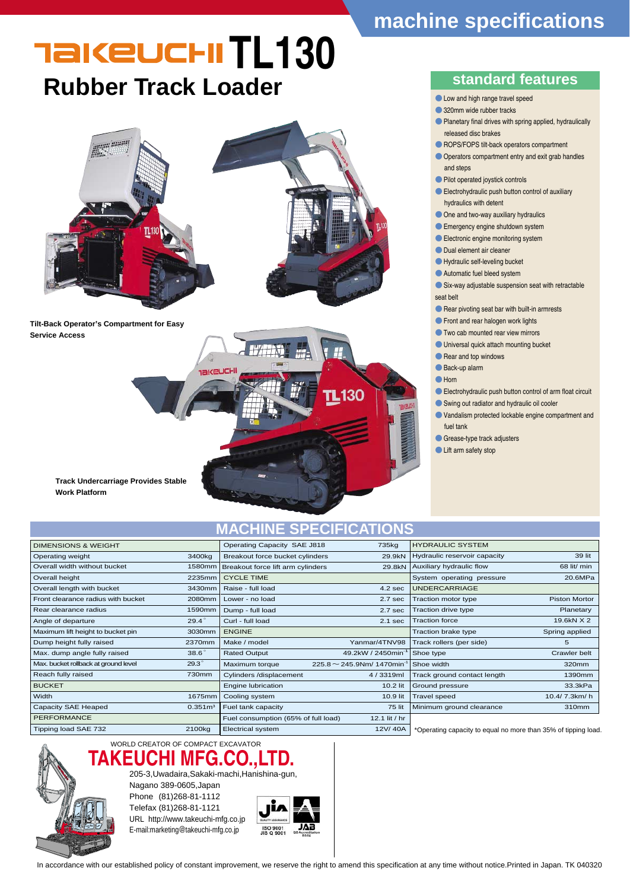# machine specifications

# TAKEUCHI TL130

## Rubber Track Loader

Tilt-Back Operator's Compartment for Easy Service Access

Track Undercarriage Provides Stable Work Platform

## standard features

- Low and high range travel speed
- 320mm wide rubber tracks
- Planetary final drives with spring applied, hydraulically released disc brakes
- ROPS/FOPS tilt-back operators compartment
- Operators compartment entry and exit grab handles and steps
- Pilot operated joystick controls
- Electrohydraulic push button control of auxiliary hydraulics with detent
- One and two-way auxiliary hydraulics
- Emergency engine shutdown system
- Electronic engine monitoring system
- Dual element air cleaner
- Hydraulic self-leveling bucket
- Automatic fuel bleed system
- Six-way adjustable suspension seat with retractable seat belt
- Rear pivoting seat bar with built-in armrests
- Front and rear halogen work lights
- Two cab mounted rear view mirrors
- Universal quick attach mounting bucket
- Rear and top windows
- Back-up alarm
- Horn
- Electrohydraulic push button control of arm float circuit
- Swing out radiator and hydraulic oil cooler
- Vandalism protected lockable engine compartment and fuel tank
- Grease-type track adjusters
- Lift arm safety stop

## MACHINE SPECIFICATIONS

| | | | | | |
|---|---|---|---|---|---|
| DIMENSIONS & WEIGHT | | Operating Capacity SAE J818 | 735kg | HYDRAULIC SYSTEM | |
| Operating weight | 3400kg | Breakout force bucket cylinders | 29.9kN | Hydraulic reservoir capacity | 39 lit |
| Overall width without bucket | 1580mm | Breakout force lift arm cylinders | 29.8kN | Auxiliary hydraulic flow | 68 lit/ min |
| Overall height | 2235mm | CYCLE TIME | | System operating pressure | 20.6MPa |
| Overall length with bucket | 3430mm | Raise - full load | 4.2 sec | UNDERCARRIAGE | |
| Front clearance radius with bucket | 2080mm | Lower - no load | 2.7 sec | Traction motor type | Piston Mortor |
| Rear clearance radius | 1590mm | Dump - full load | 2.7 sec | Traction drive type | Planetary |
| Angle of departure | 29.4° | Curl - full load | 2.1 sec | Traction force | 19.6kN X 2 |
| Maximum lift height to bucket pin | 3030mm | ENGINE | | Traction brake type | Spring applied |
| Dump height fully raised | 2370mm | Make / model | Yanmar/4TNV98 | Track rollers (per side) | 5 |
| Max. dump angle fully raised | 38.6° | Rated Output | 49.2kW / 2450min$^{-1}$ | Shoe type | Crawler belt |
| Max. bucket rollback at ground level | 29.3° | Maximum torque | 225.8 ~ 245.9Nm/ 1470min$^{-1}$ | Shoe width | 320mm |
| Reach fully raised | 730mm | Cylinders /displacement | 4 / 3319ml | Track ground contact length | 1390mm |
| BUCKET | | Engine lubrication | 10.2 lit | Ground pressure | 33.3kPa |
| Width | 1675mm | Cooling system | 10.9 lit | Travel speed | 10.4/ 7.3km/ h |
| Capacity SAE Heaped | 0.351m³ | Fuel tank capacity | 75 lit | Minimum ground clearance | 310mm |
| PERFORMANCE | | Fuel consumption (65% of full load) | 12.1 lit / hr | | |
| Tipping load SAE 732 | 2100kg | Electrical system | 12V/ 40A | | |

*Operating capacity to equal no more than 35% of tipping load.

WORLD CREATOR OF COMPACT EXCAVATOR

**TAKEUCHI MFG.CO.,LTD.**

205-3,Uwadaira,Sakaki-machi,Hanishina-gun,
Nagano 389-0605,Japan
Phone (81)268-81-1112
Telefax (81)268-81-1121
URL http://www.takeuchi-mfg.co.jp
E-mail:marketing@takeuchi-mfg.co.jp

ISO 9001 JIS Q 9001 JAB

In accordance with our established policy of constant improvement, we reserve the right to amend this specification at any time without notice.Printed in Japan. TK 040320